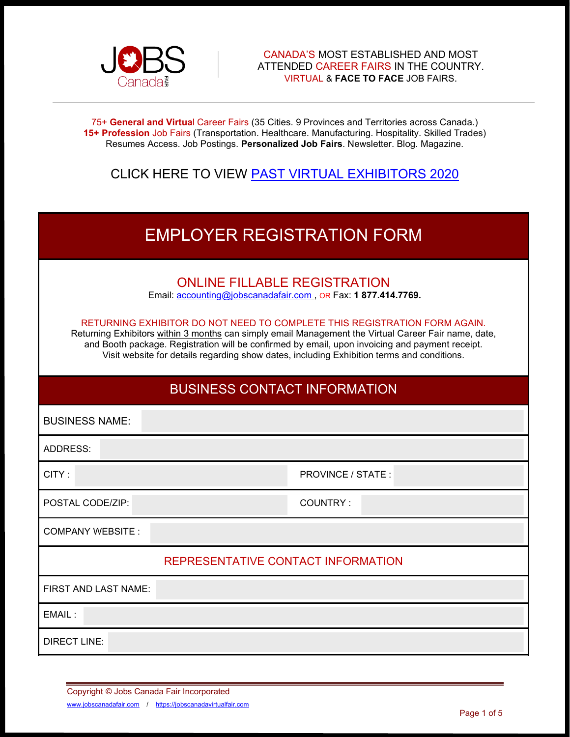JOBS Canada FAIR

CANADA'S MOST ESTABLISHED AND MOST ATTENDED CAREER FAIRS IN THE COUNTRY.
VIRTUAL & **FACE TO FACE** JOB FAIRS.

75+ **General and Virtual** Career Fairs (35 Cities. 9 Provinces and Territories across Canada.)
**15+ Profession** Job Fairs (Transportation. Healthcare. Manufacturing. Hospitality. Skilled Trades)
Resumes Access. Job Postings. **Personalized Job Fairs**. Newsletter. Blog. Magazine.

CLICK HERE TO VIEW [PAST VIRTUAL EXHIBITORS 2020]

# EMPLOYER REGISTRATION FORM

## ONLINE FILLABLE REGISTRATION

Email: accounting@jobscanadafair.com , OR Fax: **1 877.414.7769.**

RETURNING EXHIBITOR DO NOT NEED TO COMPLETE THIS REGISTRATION FORM AGAIN.
Returning Exhibitors within 3 months can simply email Management the Virtual Career Fair name, date, and Booth package. Registration will be confirmed by email, upon invoicing and payment receipt. Visit website for details regarding show dates, including Exhibition terms and conditions.

## BUSINESS CONTACT INFORMATION

| | | | |
|---|---|---|---|
| BUSINESS NAME: | | | |
| ADDRESS: | | | |
| CITY : | | PROVINCE / STATE : | |
| POSTAL CODE/ZIP: | | COUNTRY : | |
| COMPANY WEBSITE : | | | |

### REPRESENTATIVE CONTACT INFORMATION

| | |
|---|---|
| FIRST AND LAST NAME: | |
| EMAIL : | |
| DIRECT LINE: | |

Copyright © Jobs Canada Fair Incorporated
www.jobscanadafair.com / https://jobscanadavirtualfair.com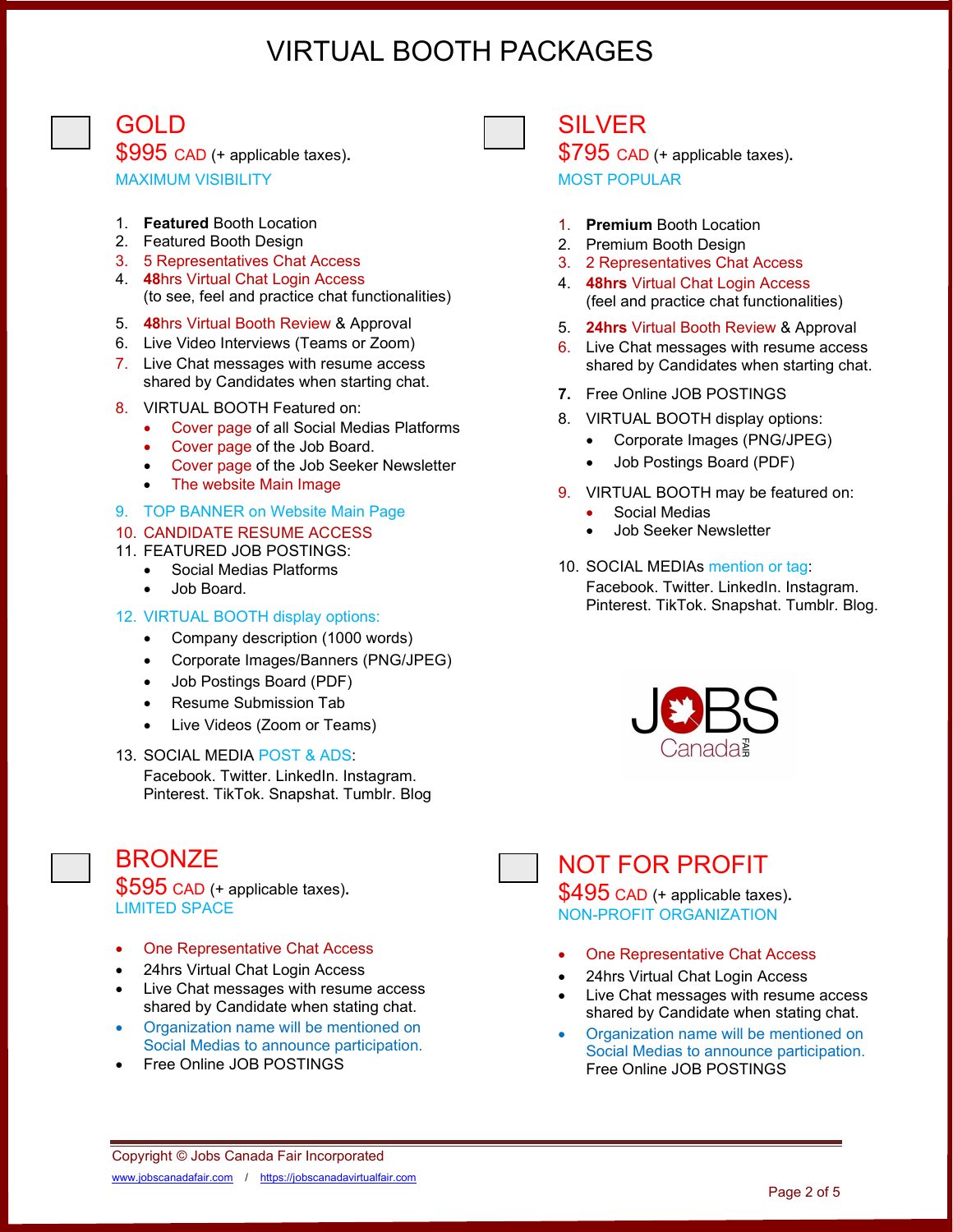# VIRTUAL BOOTH PACKAGES

## GOLD

$995 CAD (+ applicable taxes).

MAXIMUM VISIBILITY

1. **Featured** Booth Location
2. Featured Booth Design
3. 5 Representatives Chat Access
4. 48hrs Virtual Chat Login Access
   (to see, feel and practice chat functionalities)
5. 48hrs Virtual Booth Review & Approval
6. Live Video Interviews (Teams or Zoom)
7. Live Chat messages with resume access shared by Candidates when starting chat.
8. VIRTUAL BOOTH Featured on:
   - Cover page of all Social Medias Platforms
   - Cover page of the Job Board.
   - Cover page of the Job Seeker Newsletter
   - The website Main Image
9. TOP BANNER on Website Main Page
10. CANDIDATE RESUME ACCESS
11. FEATURED JOB POSTINGS:
    - Social Medias Platforms
    - Job Board.
12. VIRTUAL BOOTH display options:
    - Company description (1000 words)
    - Corporate Images/Banners (PNG/JPEG)
    - Job Postings Board (PDF)
    - Resume Submission Tab
    - Live Videos (Zoom or Teams)
13. SOCIAL MEDIA POST & ADS:
    Facebook. Twitter. LinkedIn. Instagram. Pinterest. TikTok. Snapshat. Tumblr. Blog

## SILVER

$795 CAD (+ applicable taxes).

MOST POPULAR

1. **Premium** Booth Location
2. Premium Booth Design
3. 2 Representatives Chat Access
4. **48hrs** Virtual Chat Login Access
   (feel and practice chat functionalities)
5. **24hrs** Virtual Booth Review & Approval
6. Live Chat messages with resume access shared by Candidates when starting chat.
7. Free Online JOB POSTINGS
8. VIRTUAL BOOTH display options:
   - Corporate Images (PNG/JPEG)
   - Job Postings Board (PDF)
9. VIRTUAL BOOTH may be featured on:
   - Social Medias
   - Job Seeker Newsletter
10. SOCIAL MEDIAs mention or tag:
    Facebook. Twitter. LinkedIn. Instagram. Pinterest. TikTok. Snapshat. Tumblr. Blog.

JOBS Canada FAIR

## BRONZE

$595 CAD (+ applicable taxes).

LIMITED SPACE

- One Representative Chat Access
- 24hrs Virtual Chat Login Access
- Live Chat messages with resume access shared by Candidate when stating chat.
- Organization name will be mentioned on Social Medias to announce participation.
- Free Online JOB POSTINGS

## NOT FOR PROFIT

$495 CAD (+ applicable taxes).

NON-PROFIT ORGANIZATION

- One Representative Chat Access
- 24hrs Virtual Chat Login Access
- Live Chat messages with resume access shared by Candidate when stating chat.
- Organization name will be mentioned on Social Medias to announce participation.
  Free Online JOB POSTINGS

Copyright © Jobs Canada Fair Incorporated

www.jobscanadafair.com / https://jobscanadavirtualfair.com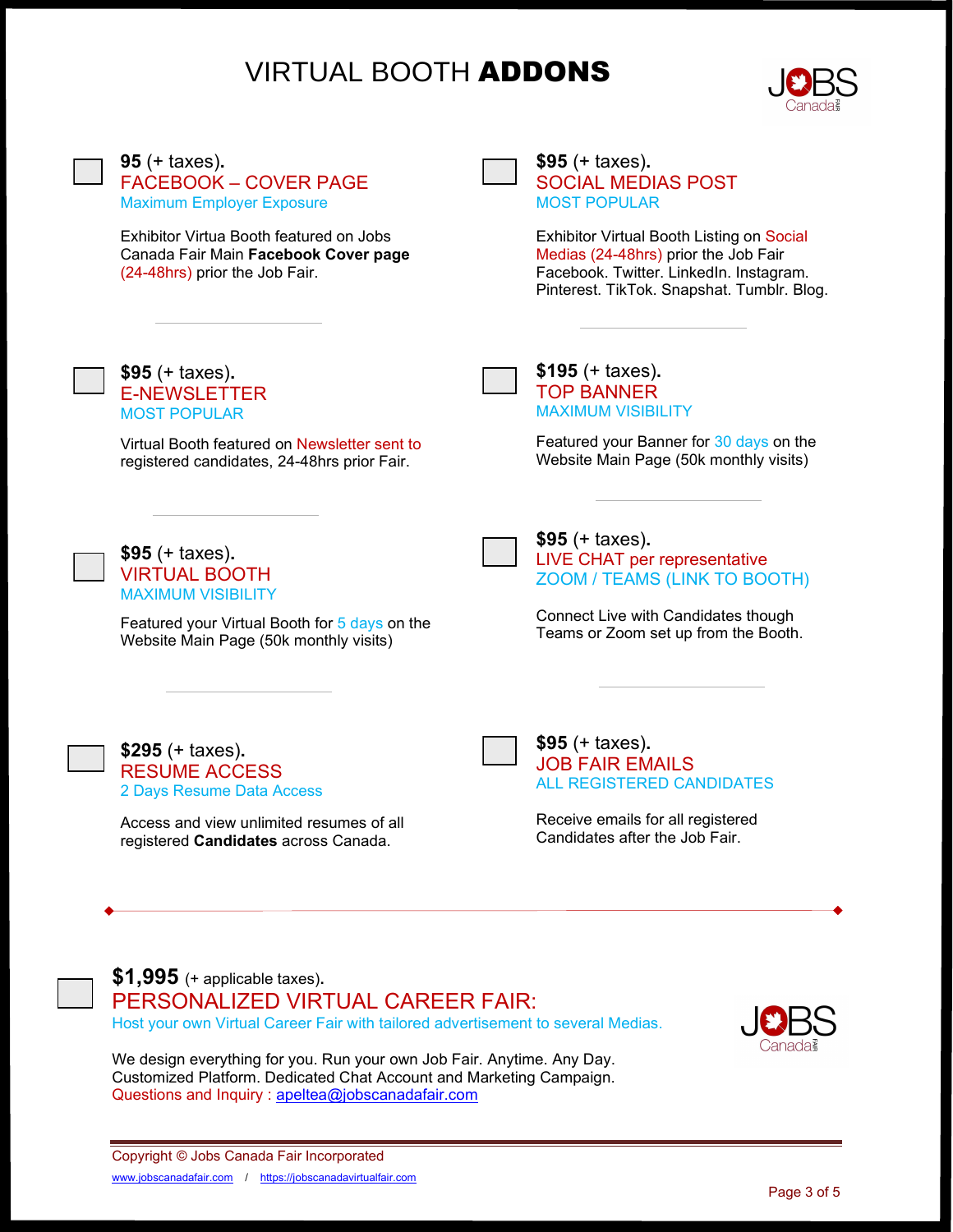# VIRTUAL BOOTH **ADDONS**

**95** (+ taxes).
FACEBOOK – COVER PAGE
Maximum Employer Exposure

Exhibitor Virtua Booth featured on Jobs Canada Fair Main **Facebook Cover page** (24-48hrs) prior the Job Fair.

---

**$95** (+ taxes).
SOCIAL MEDIAS POST
MOST POPULAR

Exhibitor Virtual Booth Listing on Social Medias (24-48hrs) prior the Job Fair Facebook. Twitter. LinkedIn. Instagram. Pinterest. TikTok. Snapshat. Tumblr. Blog.

---

**$95** (+ taxes).
E-NEWSLETTER
MOST POPULAR

Virtual Booth featured on Newsletter sent to registered candidates, 24-48hrs prior Fair.

---

**$195** (+ taxes).
TOP BANNER
MAXIMUM VISIBILITY

Featured your Banner for 30 days on the Website Main Page (50k monthly visits)

---

**$95** (+ taxes).
VIRTUAL BOOTH
MAXIMUM VISIBILITY

Featured your Virtual Booth for 5 days on the Website Main Page (50k monthly visits)

---

**$95** (+ taxes).
LIVE CHAT per representative
ZOOM / TEAMS (LINK TO BOOTH)

Connect Live with Candidates though Teams or Zoom set up from the Booth.

---

**$295** (+ taxes).
RESUME ACCESS
2 Days Resume Data Access

Access and view unlimited resumes of all registered **Candidates** across Canada.

---

**$95** (+ taxes).
JOB FAIR EMAILS
ALL REGISTERED CANDIDATES

Receive emails for all registered Candidates after the Job Fair.

---

**$1,995** (+ applicable taxes).
PERSONALIZED VIRTUAL CAREER FAIR:
Host your own Virtual Career Fair with tailored advertisement to several Medias.

We design everything for you. Run your own Job Fair. Anytime. Any Day. Customized Platform. Dedicated Chat Account and Marketing Campaign.
Questions and Inquiry : apeltea@jobscanadafair.com

Copyright © Jobs Canada Fair Incorporated
www.jobscanadafair.com / https://jobscanadavirtualfair.com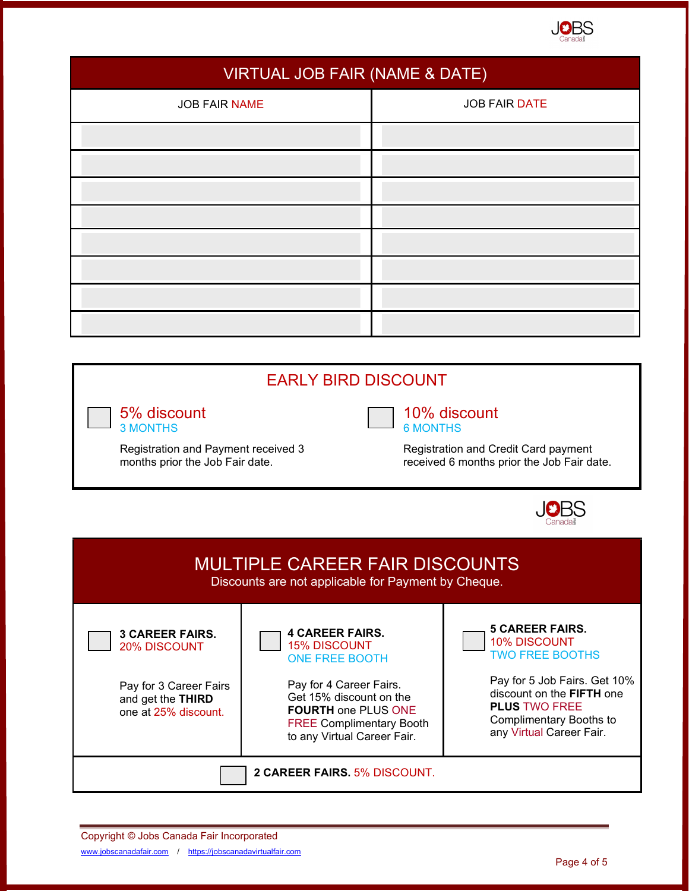## VIRTUAL JOB FAIR (NAME & DATE)

| JOB FAIR NAME | JOB FAIR DATE |
| --- | --- |
| | |
| | |
| | |
| | |
| | |
| | |
| | |
| | |

## EARLY BIRD DISCOUNT

☐ **5% discount**
3 MONTHS

Registration and Payment received 3 months prior the Job Fair date.

☐ **10% discount**
6 MONTHS

Registration and Credit Card payment received 6 months prior the Job Fair date.

## MULTIPLE CAREER FAIR DISCOUNTS

Discounts are not applicable for Payment by Cheque.

☐ **3 CAREER FAIRS.**
20% DISCOUNT

Pay for 3 Career Fairs and get the **THIRD** one at 25% discount.

☐ **4 CAREER FAIRS.**
15% DISCOUNT
ONE FREE BOOTH

Pay for 4 Career Fairs. Get 15% discount on the **FOURTH** one PLUS ONE FREE Complimentary Booth to any Virtual Career Fair.

☐ **5 CAREER FAIRS.**
10% DISCOUNT
TWO FREE BOOTHS

Pay for 5 Job Fairs. Get 10% discount on the **FIFTH** one **PLUS** TWO FREE Complimentary Booths to any Virtual Career Fair.

☐ **2 CAREER FAIRS.** 5% DISCOUNT.

Copyright © Jobs Canada Fair Incorporated
www.jobscanadafair.com / https://jobscanadavirtualfair.com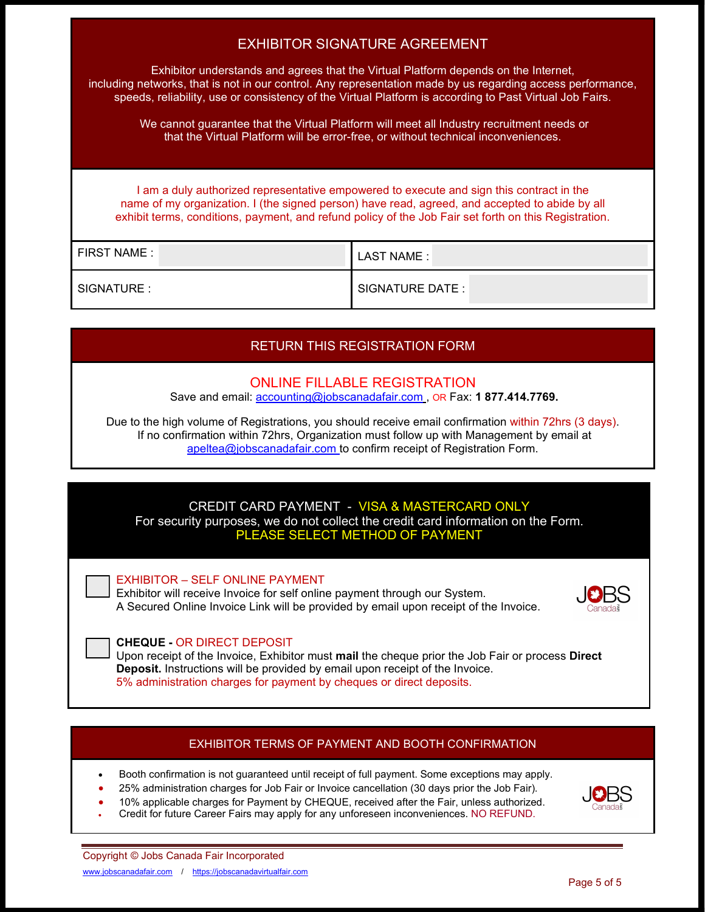## EXHIBITOR SIGNATURE AGREEMENT

Exhibitor understands and agrees that the Virtual Platform depends on the Internet, including networks, that is not in our control. Any representation made by us regarding access performance, speeds, reliability, use or consistency of the Virtual Platform is according to Past Virtual Job Fairs.

We cannot guarantee that the Virtual Platform will meet all Industry recruitment needs or that the Virtual Platform will be error-free, or without technical inconveniences.

I am a duly authorized representative empowered to execute and sign this contract in the name of my organization. I (the signed person) have read, agreed, and accepted to abide by all exhibit terms, conditions, payment, and refund policy of the Job Fair set forth on this Registration.

| | |
|---|---|
| FIRST NAME : | LAST NAME : |
| SIGNATURE : | SIGNATURE DATE : |

## RETURN THIS REGISTRATION FORM

### ONLINE FILLABLE REGISTRATION

Save and email: accounting@jobscanadafair.com , OR Fax: **1 877.414.7769.**

Due to the high volume of Registrations, you should receive email confirmation within 72hrs (3 days). If no confirmation within 72hrs, Organization must follow up with Management by email at apeltea@jobscanadafair.com to confirm receipt of Registration Form.

## CREDIT CARD PAYMENT - VISA & MASTERCARD ONLY

For security purposes, we do not collect the credit card information on the Form.

PLEASE SELECT METHOD OF PAYMENT

☐ **EXHIBITOR – SELF ONLINE PAYMENT**
Exhibitor will receive Invoice for self online payment through our System.
A Secured Online Invoice Link will be provided by email upon receipt of the Invoice.

☐ **CHEQUE - OR DIRECT DEPOSIT**
Upon receipt of the Invoice, Exhibitor must **mail** the cheque prior the Job Fair or process **Direct Deposit.** Instructions will be provided by email upon receipt of the Invoice.
5% administration charges for payment by cheques or direct deposits.

## EXHIBITOR TERMS OF PAYMENT AND BOOTH CONFIRMATION

- Booth confirmation is not guaranteed until receipt of full payment. Some exceptions may apply.
- 25% administration charges for Job Fair or Invoice cancellation (30 days prior the Job Fair).
- 10% applicable charges for Payment by CHEQUE, received after the Fair, unless authorized.
- Credit for future Career Fairs may apply for any unforeseen inconveniences. NO REFUND.

Copyright © Jobs Canada Fair Incorporated

www.jobscanadafair.com / https://jobscanadavirtualfair.com